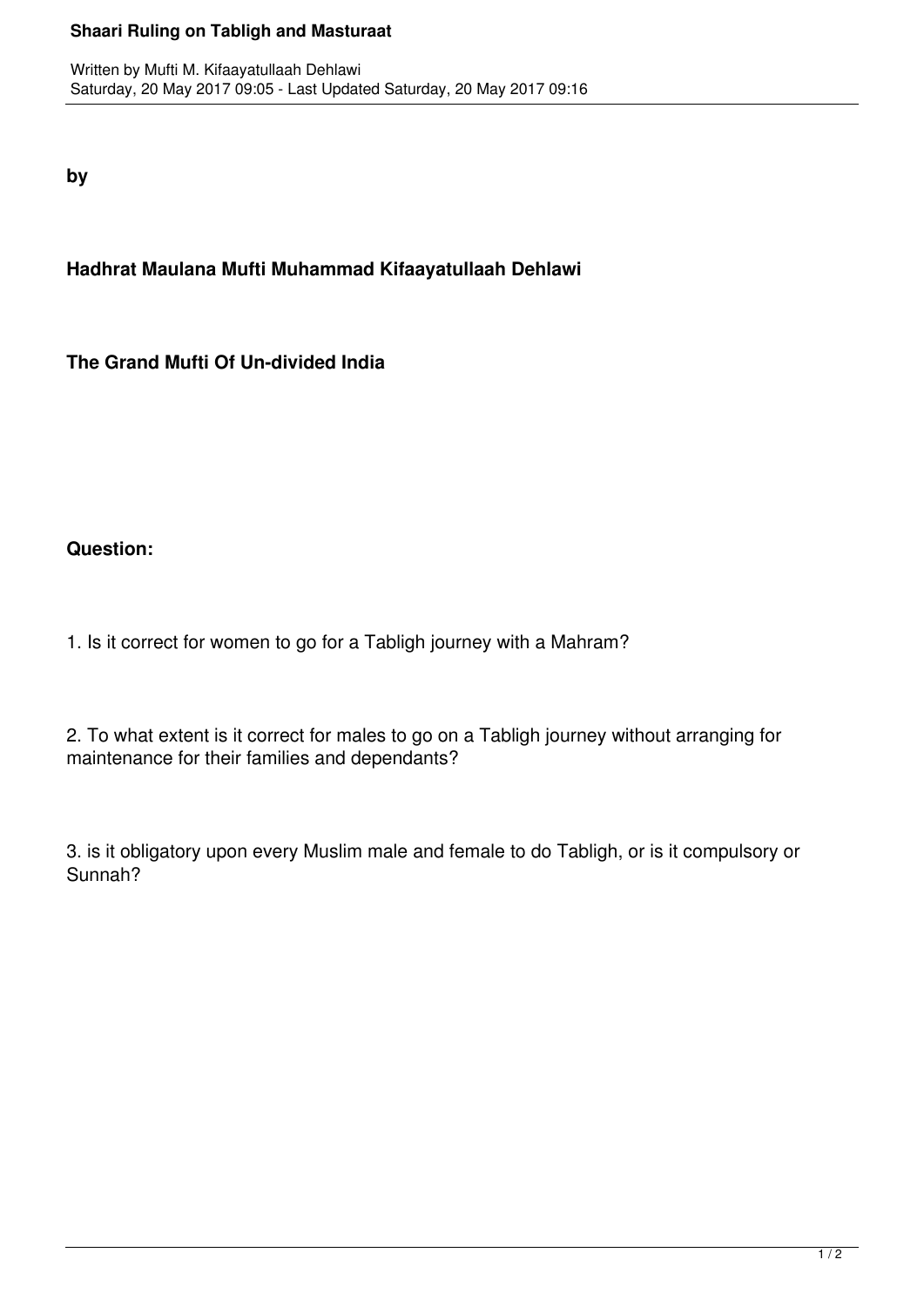**by**

**Hadhrat Maulana Mufti Muhammad Kifaayatullaah Dehlawi**

**The Grand Mufti Of Un-divided India**

**Question:**

1. Is it correct for women to go for a Tabligh journey with a Mahram?

2. To what extent is it correct for males to go on a Tabligh journey without arranging for maintenance for their families and dependants?

3. is it obligatory upon every Muslim male and female to do Tabligh, or is it compulsory or Sunnah?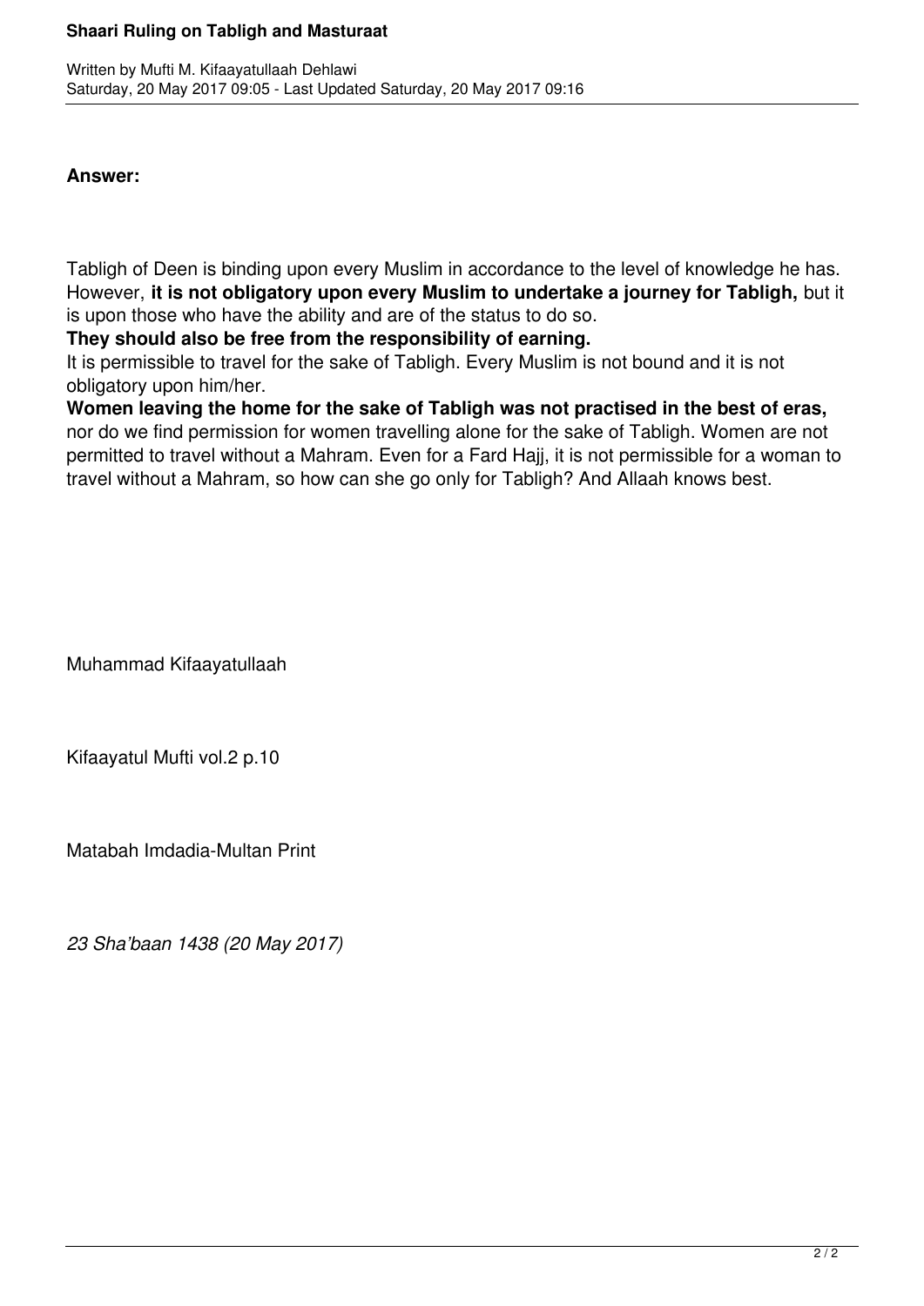**Answer:**

Tabligh of Deen is binding upon every Muslim in accordance to the level of knowledge he has. However, **it is not obligatory upon every Muslim to undertake a journey for Tabligh,** but it is upon those who have the ability and are of the status to do so.

**They should also be free from the responsibility of earning.**

It is permissible to travel for the sake of Tabligh. Every Muslim is not bound and it is not obligatory upon him/her.

**Women leaving the home for the sake of Tabligh was not practised in the best of eras,** nor do we find permission for women travelling alone for the sake of Tabligh. Women are not permitted to travel without a Mahram. Even for a Fard Hajj, it is not permissible for a woman to travel without a Mahram, so how can she go only for Tabligh? And Allaah knows best.

Muhammad Kifaayatullaah

Kifaayatul Mufti vol.2 p.10

Matabah Imdadia-Multan Print

*23 Sha'baan 1438 (20 May 2017)*